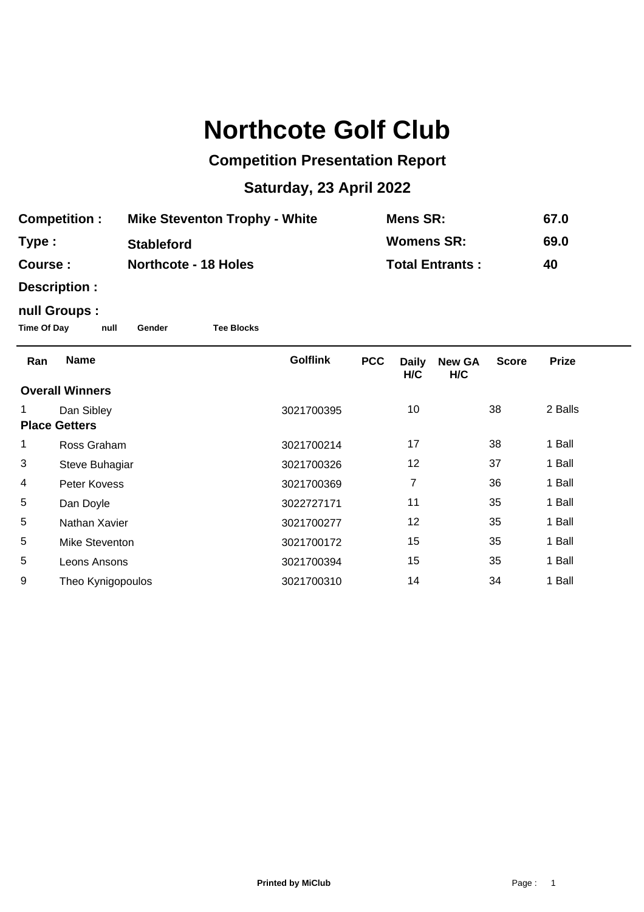# Northcote Golf Club

## Competition Presentation Report

## Saturday, 23 April 2022

| | | | |
|---|---|---|---|
| **Competition :** | **Mike Steventon Trophy - White** | **Mens SR:** | **67.0** |
| **Type :** | **Stableford** | **Womens SR:** | **69.0** |
| **Course :** | **Northcote - 18 Holes** | **Total Entrants :** | **40** |

**Description :**

**null Groups :**

**Time Of Day** **null** **Gender** **Tee Blocks**

| Ran | Name | Golflink | PCC | Daily H/C | New GA H/C | Score | Prize |
|---|---|---|---|---|---|---|---|
| **Overall Winners** | | | | | | | |
| 1 | Dan Sibley | 3021700395 | | 10 | | 38 | 2 Balls |
| **Place Getters** | | | | | | | |
| 1 | Ross Graham | 3021700214 | | 17 | | 38 | 1 Ball |
| 3 | Steve Buhagiar | 3021700326 | | 12 | | 37 | 1 Ball |
| 4 | Peter Kovess | 3021700369 | | 7 | | 36 | 1 Ball |
| 5 | Dan Doyle | 3022727171 | | 11 | | 35 | 1 Ball |
| 5 | Nathan Xavier | 3021700277 | | 12 | | 35 | 1 Ball |
| 5 | Mike Steventon | 3021700172 | | 15 | | 35 | 1 Ball |
| 5 | Leons Ansons | 3021700394 | | 15 | | 35 | 1 Ball |
| 9 | Theo Kynigopoulos | 3021700310 | | 14 | | 34 | 1 Ball |

**Printed by MiClub**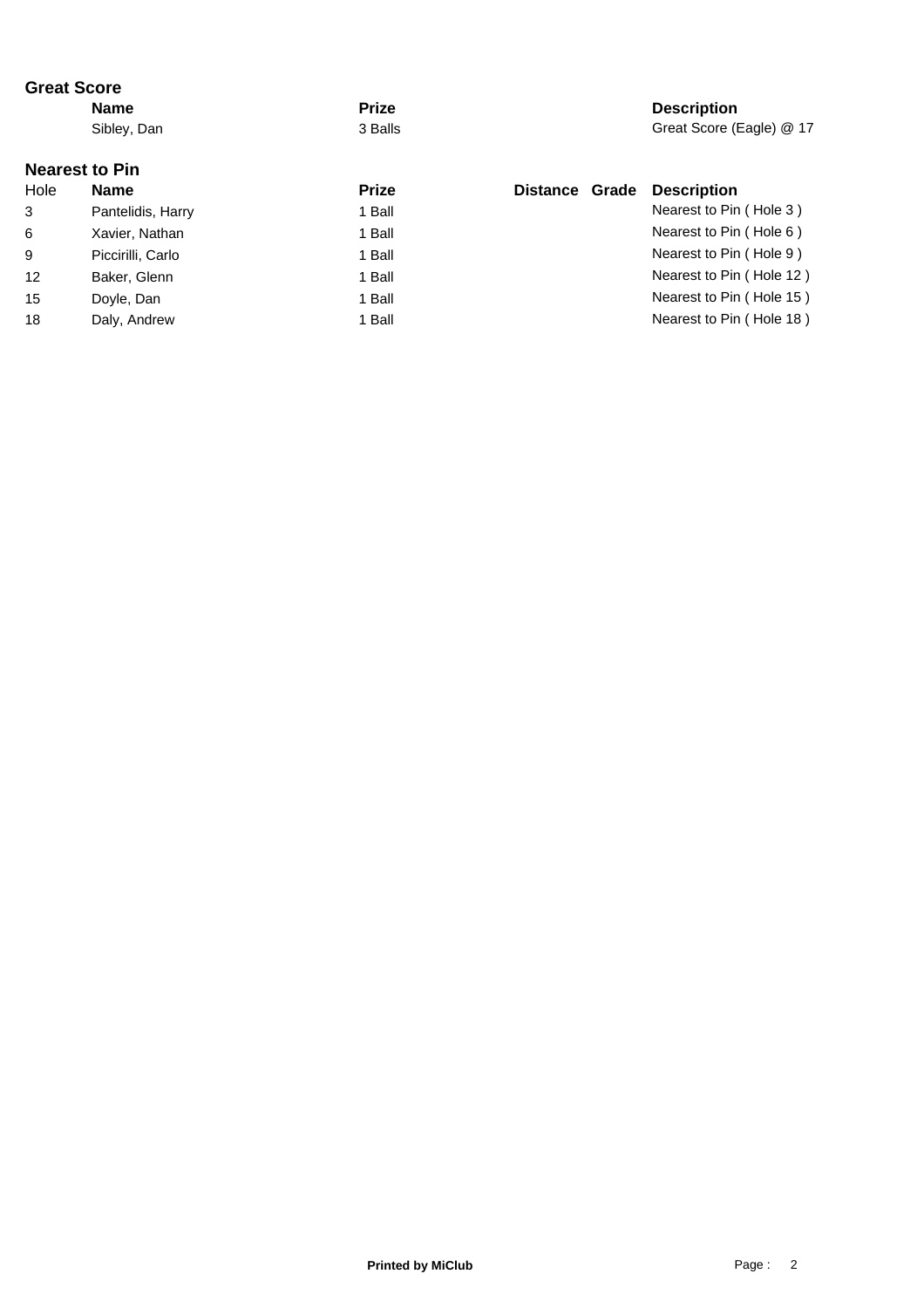## Great Score

| | Name | Prize | Description |
|---|---|---|---|
| | Sibley, Dan | 3 Balls | Great Score (Eagle) @ 17 |

## Nearest to Pin

| Hole | Name | Prize | Distance | Grade | Description |
|---|---|---|---|---|---|
| 3 | Pantelidis, Harry | 1 Ball | | | Nearest to Pin ( Hole 3 ) |
| 6 | Xavier, Nathan | 1 Ball | | | Nearest to Pin ( Hole 6 ) |
| 9 | Piccirilli, Carlo | 1 Ball | | | Nearest to Pin ( Hole 9 ) |
| 12 | Baker, Glenn | 1 Ball | | | Nearest to Pin ( Hole 12 ) |
| 15 | Doyle, Dan | 1 Ball | | | Nearest to Pin ( Hole 15 ) |
| 18 | Daly, Andrew | 1 Ball | | | Nearest to Pin ( Hole 18 ) |

**Printed by MiClub**